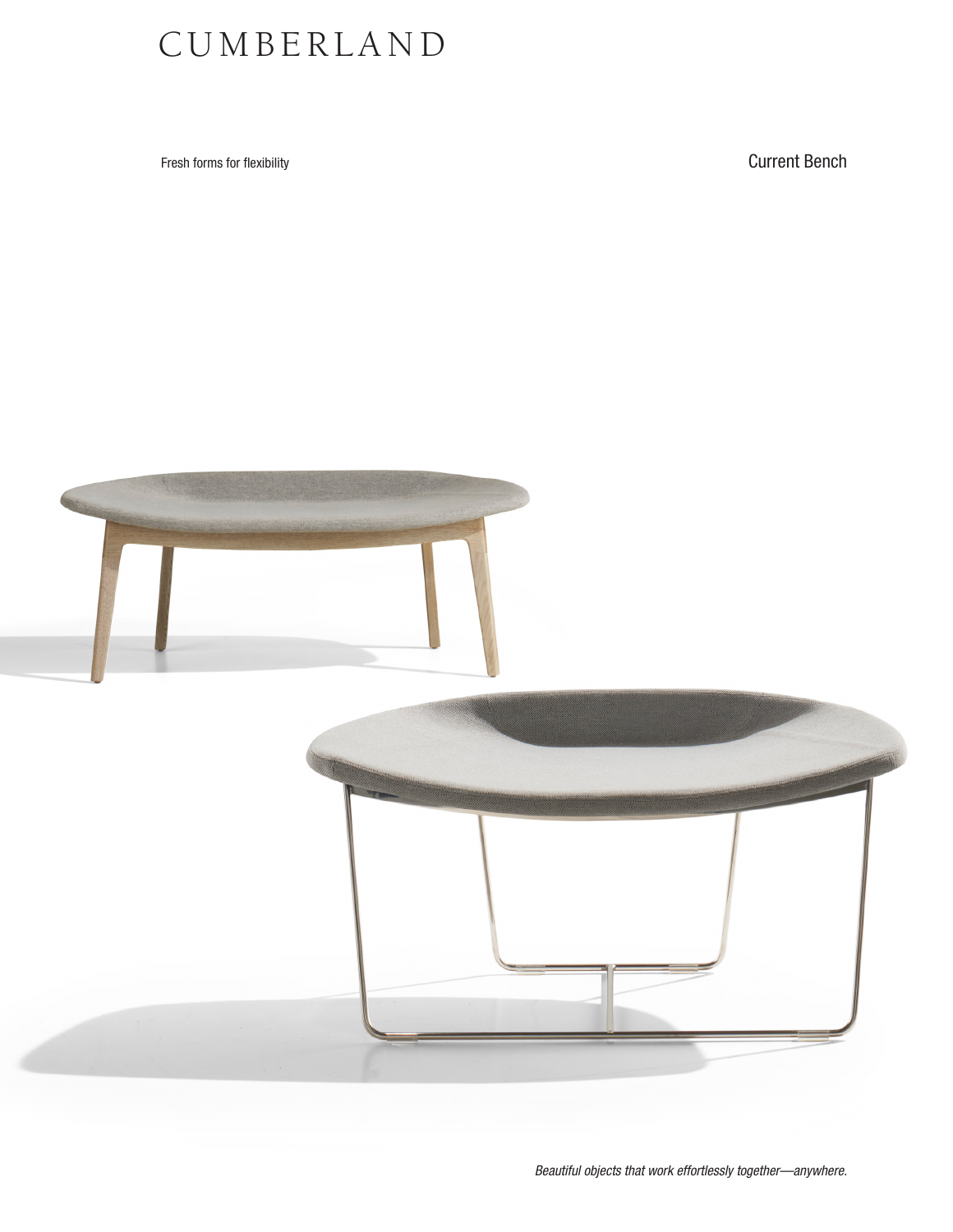# CUMBERLAND

Fresh forms for flexibility

## Current Bench

*Beautiful objects that work effortlessly together—anywhere.*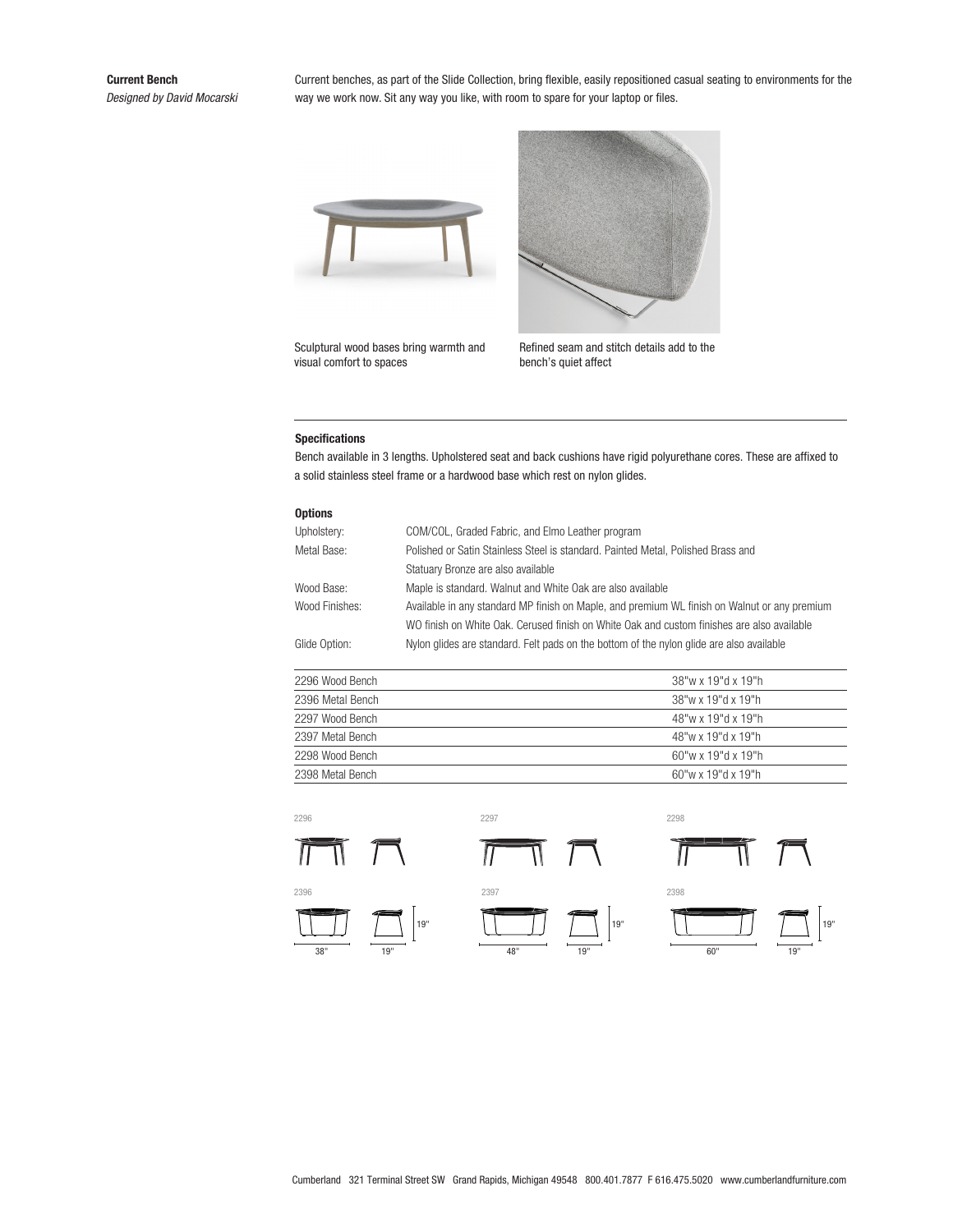**Current Bench**

*Designed by David Mocarski*

Current benches, as part of the Slide Collection, bring flexible, easily repositioned casual seating to environments for the way we work now. Sit any way you like, with room to spare for your laptop or files.

Sculptural wood bases bring warmth and visual comfort to spaces

Refined seam and stitch details add to the bench's quiet affect

### Specifications

Bench available in 3 lengths. Upholstered seat and back cushions have rigid polyurethane cores. These are affixed to a solid stainless steel frame or a hardwood base which rest on nylon glides.

### Options

| | |
|---|---|
| Upholstery: | COM/COL, Graded Fabric, and Elmo Leather program |
| Metal Base: | Polished or Satin Stainless Steel is standard. Painted Metal, Polished Brass and Statuary Bronze are also available |
| Wood Base: | Maple is standard. Walnut and White Oak are also available |
| Wood Finishes: | Available in any standard MP finish on Maple, and premium WL finish on Walnut or any premium WO finish on White Oak. Cerused finish on White Oak and custom finishes are also available |
| Glide Option: | Nylon glides are standard. Felt pads on the bottom of the nylon glide are also available |

| | |
|---|---|
| 2296 Wood Bench | 38"w x 19"d x 19"h |
| 2396 Metal Bench | 38"w x 19"d x 19"h |
| 2297 Wood Bench | 48"w x 19"d x 19"h |
| 2397 Metal Bench | 48"w x 19"d x 19"h |
| 2298 Wood Bench | 60"w x 19"d x 19"h |
| 2398 Metal Bench | 60"w x 19"d x 19"h |

2296

2297

2298

2396

19"

38"

19"

2397

19"

48"

19"

2398

19"

60"

19"